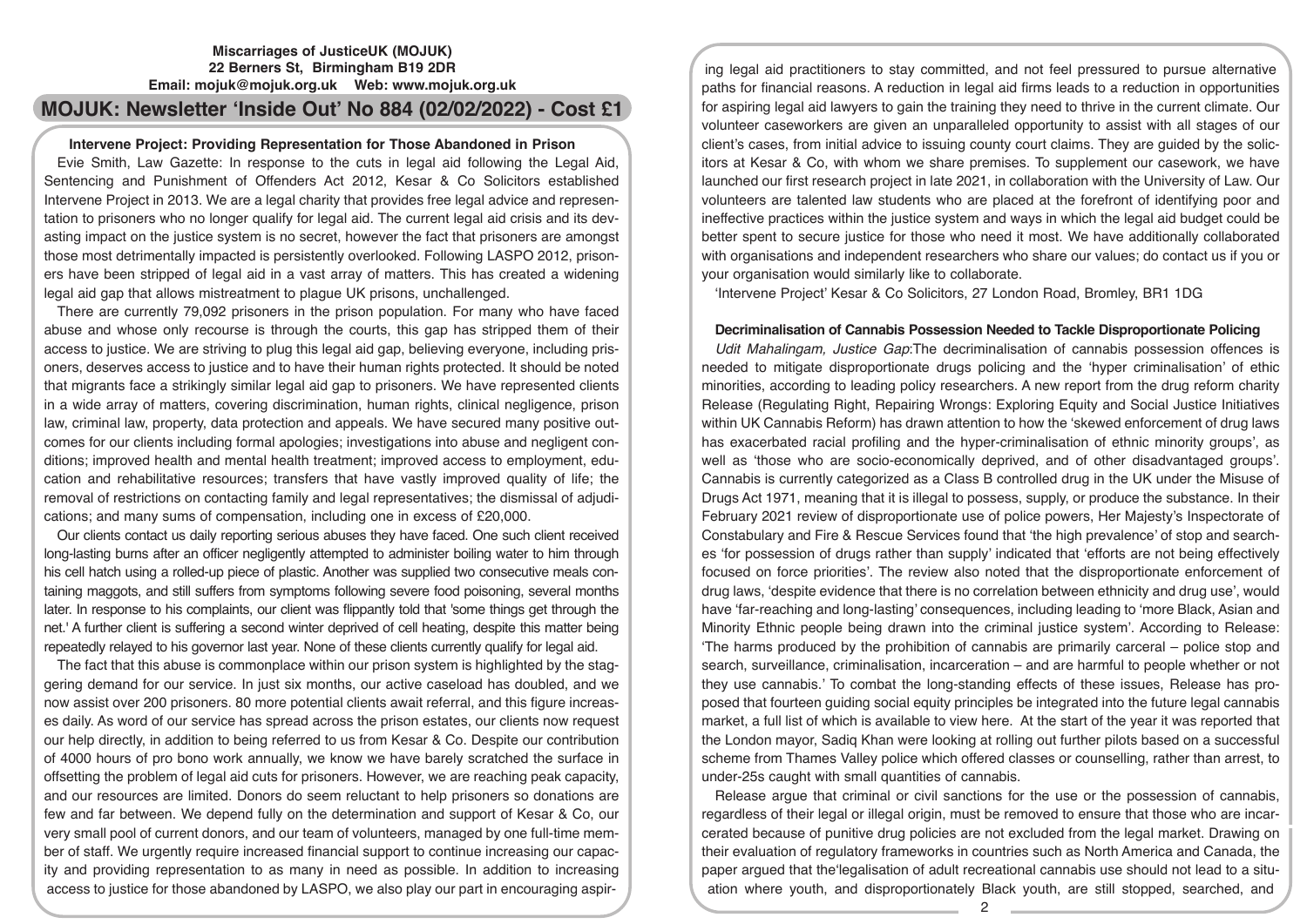**Miscarriages of JusticeUK (MOJUK)**
**22 Berners St, Birmingham B19 2DR**
**Email: mojuk@mojuk.org.uk Web: www.mojuk.org.uk**

# MOJUK: Newsletter 'Inside Out' No 884 (02/02/2022) - Cost £1

## Intervene Project: Providing Representation for Those Abandoned in Prison

Evie Smith, Law Gazette: In response to the cuts in legal aid following the Legal Aid, Sentencing and Punishment of Offenders Act 2012, Kesar & Co Solicitors established Intervene Project in 2013. We are a legal charity that provides free legal advice and representation to prisoners who no longer qualify for legal aid. The current legal aid crisis and its devasting impact on the justice system is no secret, however the fact that prisoners are amongst those most detrimentally impacted is persistently overlooked. Following LASPO 2012, prisoners have been stripped of legal aid in a vast array of matters. This has created a widening legal aid gap that allows mistreatment to plague UK prisons, unchallenged.

There are currently 79,092 prisoners in the prison population. For many who have faced abuse and whose only recourse is through the courts, this gap has stripped them of their access to justice. We are striving to plug this legal aid gap, believing everyone, including prisoners, deserves access to justice and to have their human rights protected. It should be noted that migrants face a strikingly similar legal aid gap to prisoners. We have represented clients in a wide array of matters, covering discrimination, human rights, clinical negligence, prison law, criminal law, property, data protection and appeals. We have secured many positive outcomes for our clients including formal apologies; investigations into abuse and negligent conditions; improved health and mental health treatment; improved access to employment, education and rehabilitative resources; transfers that have vastly improved quality of life; the removal of restrictions on contacting family and legal representatives; the dismissal of adjudications; and many sums of compensation, including one in excess of £20,000.

Our clients contact us daily reporting serious abuses they have faced. One such client received long-lasting burns after an officer negligently attempted to administer boiling water to him through his cell hatch using a rolled-up piece of plastic. Another was supplied two consecutive meals containing maggots, and still suffers from symptoms following severe food poisoning, several months later. In response to his complaints, our client was flippantly told that 'some things get through the net.' A further client is suffering a second winter deprived of cell heating, despite this matter being repeatedly relayed to his governor last year. None of these clients currently qualify for legal aid.

The fact that this abuse is commonplace within our prison system is highlighted by the staggering demand for our service. In just six months, our active caseload has doubled, and we now assist over 200 prisoners. 80 more potential clients await referral, and this figure increases daily. As word of our service has spread across the prison estates, our clients now request our help directly, in addition to being referred to us from Kesar & Co. Despite our contribution of 4000 hours of pro bono work annually, we know we have barely scratched the surface in offsetting the problem of legal aid cuts for prisoners. However, we are reaching peak capacity, and our resources are limited. Donors do seem reluctant to help prisoners so donations are few and far between. We depend fully on the determination and support of Kesar & Co, our very small pool of current donors, and our team of volunteers, managed by one full-time member of staff. We urgently require increased financial support to continue increasing our capacity and providing representation to as many in need as possible. In addition to increasing access to justice for those abandoned by LASPO, we also play our part in encouraging aspiring legal aid practitioners to stay committed, and not feel pressured to pursue alternative paths for financial reasons. A reduction in legal aid firms leads to a reduction in opportunities for aspiring legal aid lawyers to gain the training they need to thrive in the current climate. Our volunteer caseworkers are given an unparalleled opportunity to assist with all stages of our client's cases, from initial advice to issuing county court claims. They are guided by the solicitors at Kesar & Co, with whom we share premises. To supplement our casework, we have launched our first research project in late 2021, in collaboration with the University of Law. Our volunteers are talented law students who are placed at the forefront of identifying poor and ineffective practices within the justice system and ways in which the legal aid budget could be better spent to secure justice for those who need it most. We have additionally collaborated with organisations and independent researchers who share our values; do contact us if you or your organisation would similarly like to collaborate.

'Intervene Project' Kesar & Co Solicitors, 27 London Road, Bromley, BR1 1DG

## Decriminalisation of Cannabis Possession Needed to Tackle Disproportionate Policing

*Udit Mahalingam, Justice Gap*:The decriminalisation of cannabis possession offences is needed to mitigate disproportionate drugs policing and the 'hyper criminalisation' of ethic minorities, according to leading policy researchers. A new report from the drug reform charity Release (Regulating Right, Repairing Wrongs: Exploring Equity and Social Justice Initiatives within UK Cannabis Reform) has drawn attention to how the 'skewed enforcement of drug laws has exacerbated racial profiling and the hyper-criminalisation of ethnic minority groups', as well as 'those who are socio-economically deprived, and of other disadvantaged groups'. Cannabis is currently categorized as a Class B controlled drug in the UK under the Misuse of Drugs Act 1971, meaning that it is illegal to possess, supply, or produce the substance. In their February 2021 review of disproportionate use of police powers, Her Majesty's Inspectorate of Constabulary and Fire & Rescue Services found that 'the high prevalence' of stop and searches 'for possession of drugs rather than supply' indicated that 'efforts are not being effectively focused on force priorities'. The review also noted that the disproportionate enforcement of drug laws, 'despite evidence that there is no correlation between ethnicity and drug use', would have 'far-reaching and long-lasting' consequences, including leading to 'more Black, Asian and Minority Ethnic people being drawn into the criminal justice system'. According to Release: 'The harms produced by the prohibition of cannabis are primarily carceral – police stop and search, surveillance, criminalisation, incarceration – and are harmful to people whether or not they use cannabis.' To combat the long-standing effects of these issues, Release has proposed that fourteen guiding social equity principles be integrated into the future legal cannabis market, a full list of which is available to view here. At the start of the year it was reported that the London mayor, Sadiq Khan were looking at rolling out further pilots based on a successful scheme from Thames Valley police which offered classes or counselling, rather than arrest, to under-25s caught with small quantities of cannabis.

Release argue that criminal or civil sanctions for the use or the possession of cannabis, regardless of their legal or illegal origin, must be removed to ensure that those who are incarcerated because of punitive drug policies are not excluded from the legal market. Drawing on their evaluation of regulatory frameworks in countries such as North America and Canada, the paper argued that the'legalisation of adult recreational cannabis use should not lead to a situation where youth, and disproportionately Black youth, are still stopped, searched, and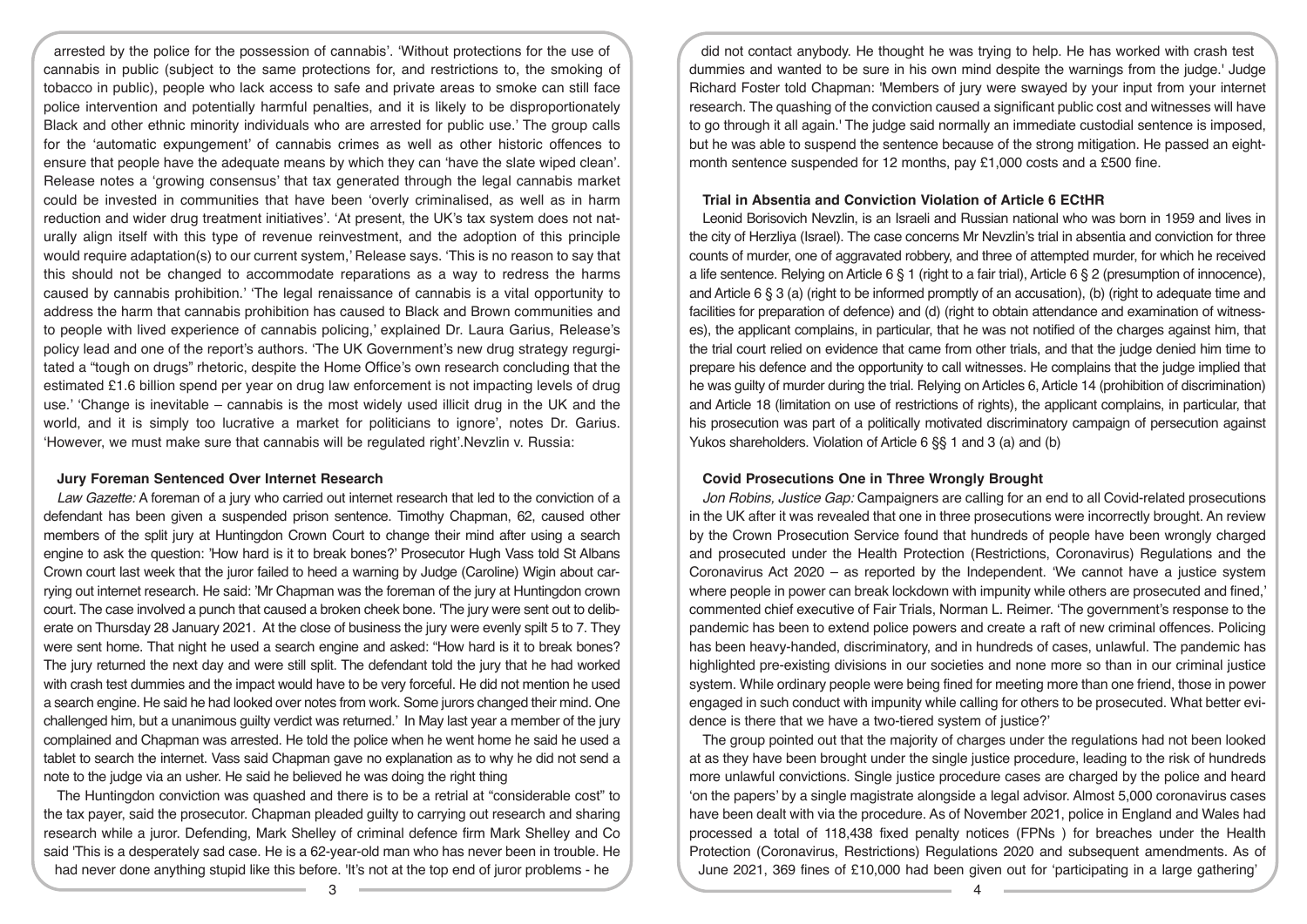arrested by the police for the possession of cannabis'. 'Without protections for the use of cannabis in public (subject to the same protections for, and restrictions to, the smoking of tobacco in public), people who lack access to safe and private areas to smoke can still face police intervention and potentially harmful penalties, and it is likely to be disproportionately Black and other ethnic minority individuals who are arrested for public use.' The group calls for the 'automatic expungement' of cannabis crimes as well as other historic offences to ensure that people have the adequate means by which they can 'have the slate wiped clean'. Release notes a 'growing consensus' that tax generated through the legal cannabis market could be invested in communities that have been 'overly criminalised, as well as in harm reduction and wider drug treatment initiatives'. 'At present, the UK's tax system does not naturally align itself with this type of revenue reinvestment, and the adoption of this principle would require adaptation(s) to our current system,' Release says. 'This is no reason to say that this should not be changed to accommodate reparations as a way to redress the harms caused by cannabis prohibition.' 'The legal renaissance of cannabis is a vital opportunity to address the harm that cannabis prohibition has caused to Black and Brown communities and to people with lived experience of cannabis policing,' explained Dr. Laura Garius, Release's policy lead and one of the report's authors. 'The UK Government's new drug strategy regurgitated a "tough on drugs" rhetoric, despite the Home Office's own research concluding that the estimated £1.6 billion spend per year on drug law enforcement is not impacting levels of drug use.' 'Change is inevitable – cannabis is the most widely used illicit drug in the UK and the world, and it is simply too lucrative a market for politicians to ignore', notes Dr. Garius. 'However, we must make sure that cannabis will be regulated right'.Nevzlin v. Russia:

### Jury Foreman Sentenced Over Internet Research

*Law Gazette:* A foreman of a jury who carried out internet research that led to the conviction of a defendant has been given a suspended prison sentence. Timothy Chapman, 62, caused other members of the split jury at Huntingdon Crown Court to change their mind after using a search engine to ask the question: 'How hard is it to break bones?' Prosecutor Hugh Vass told St Albans Crown court last week that the juror failed to heed a warning by Judge (Caroline) Wigin about carrying out internet research. He said: 'Mr Chapman was the foreman of the jury at Huntingdon crown court. The case involved a punch that caused a broken cheek bone. 'The jury were sent out to deliberate on Thursday 28 January 2021. At the close of business the jury were evenly spilt 5 to 7. They were sent home. That night he used a search engine and asked: "How hard is it to break bones? The jury returned the next day and were still split. The defendant told the jury that he had worked with crash test dummies and the impact would have to be very forceful. He did not mention he used a search engine. He said he had looked over notes from work. Some jurors changed their mind. One challenged him, but a unanimous guilty verdict was returned.' In May last year a member of the jury complained and Chapman was arrested. He told the police when he went home he said he used a tablet to search the internet. Vass said Chapman gave no explanation as to why he did not send a note to the judge via an usher. He said he believed he was doing the right thing

The Huntingdon conviction was quashed and there is to be a retrial at "considerable cost" to the tax payer, said the prosecutor. Chapman pleaded guilty to carrying out research and sharing research while a juror. Defending, Mark Shelley of criminal defence firm Mark Shelley and Co said 'This is a desperately sad case. He is a 62-year-old man who has never been in trouble. He had never done anything stupid like this before. 'It's not at the top end of juror problems - he did not contact anybody. He thought he was trying to help. He has worked with crash test dummies and wanted to be sure in his own mind despite the warnings from the judge.' Judge Richard Foster told Chapman: 'Members of jury were swayed by your input from your internet research. The quashing of the conviction caused a significant public cost and witnesses will have to go through it all again.' The judge said normally an immediate custodial sentence is imposed, but he was able to suspend the sentence because of the strong mitigation. He passed an eight-month sentence suspended for 12 months, pay £1,000 costs and a £500 fine.

### Trial in Absentia and Conviction Violation of Article 6 ECtHR

Leonid Borisovich Nevzlin, is an Israeli and Russian national who was born in 1959 and lives in the city of Herzliya (Israel). The case concerns Mr Nevzlin's trial in absentia and conviction for three counts of murder, one of aggravated robbery, and three of attempted murder, for which he received a life sentence. Relying on Article 6 § 1 (right to a fair trial), Article 6 § 2 (presumption of innocence), and Article 6 § 3 (a) (right to be informed promptly of an accusation), (b) (right to adequate time and facilities for preparation of defence) and (d) (right to obtain attendance and examination of witnesses), the applicant complains, in particular, that he was not notified of the charges against him, that the trial court relied on evidence that came from other trials, and that the judge denied him time to prepare his defence and the opportunity to call witnesses. He complains that the judge implied that he was guilty of murder during the trial. Relying on Articles 6, Article 14 (prohibition of discrimination) and Article 18 (limitation on use of restrictions of rights), the applicant complains, in particular, that his prosecution was part of a politically motivated discriminatory campaign of persecution against Yukos shareholders. Violation of Article 6 §§ 1 and 3 (a) and (b)

### Covid Prosecutions One in Three Wrongly Brought

*Jon Robins, Justice Gap:* Campaigners are calling for an end to all Covid-related prosecutions in the UK after it was revealed that one in three prosecutions were incorrectly brought. An review by the Crown Prosecution Service found that hundreds of people have been wrongly charged and prosecuted under the Health Protection (Restrictions, Coronavirus) Regulations and the Coronavirus Act 2020 – as reported by the Independent. 'We cannot have a justice system where people in power can break lockdown with impunity while others are prosecuted and fined,' commented chief executive of Fair Trials, Norman L. Reimer. 'The government's response to the pandemic has been to extend police powers and create a raft of new criminal offences. Policing has been heavy-handed, discriminatory, and in hundreds of cases, unlawful. The pandemic has highlighted pre-existing divisions in our societies and none more so than in our criminal justice system. While ordinary people were being fined for meeting more than one friend, those in power engaged in such conduct with impunity while calling for others to be prosecuted. What better evidence is there that we have a two-tiered system of justice?'

The group pointed out that the majority of charges under the regulations had not been looked at as they have been brought under the single justice procedure, leading to the risk of hundreds more unlawful convictions. Single justice procedure cases are charged by the police and heard 'on the papers' by a single magistrate alongside a legal advisor. Almost 5,000 coronavirus cases have been dealt with via the procedure. As of November 2021, police in England and Wales had processed a total of 118,438 fixed penalty notices (FPNs ) for breaches under the Health Protection (Coronavirus, Restrictions) Regulations 2020 and subsequent amendments. As of June 2021, 369 fines of £10,000 had been given out for 'participating in a large gathering'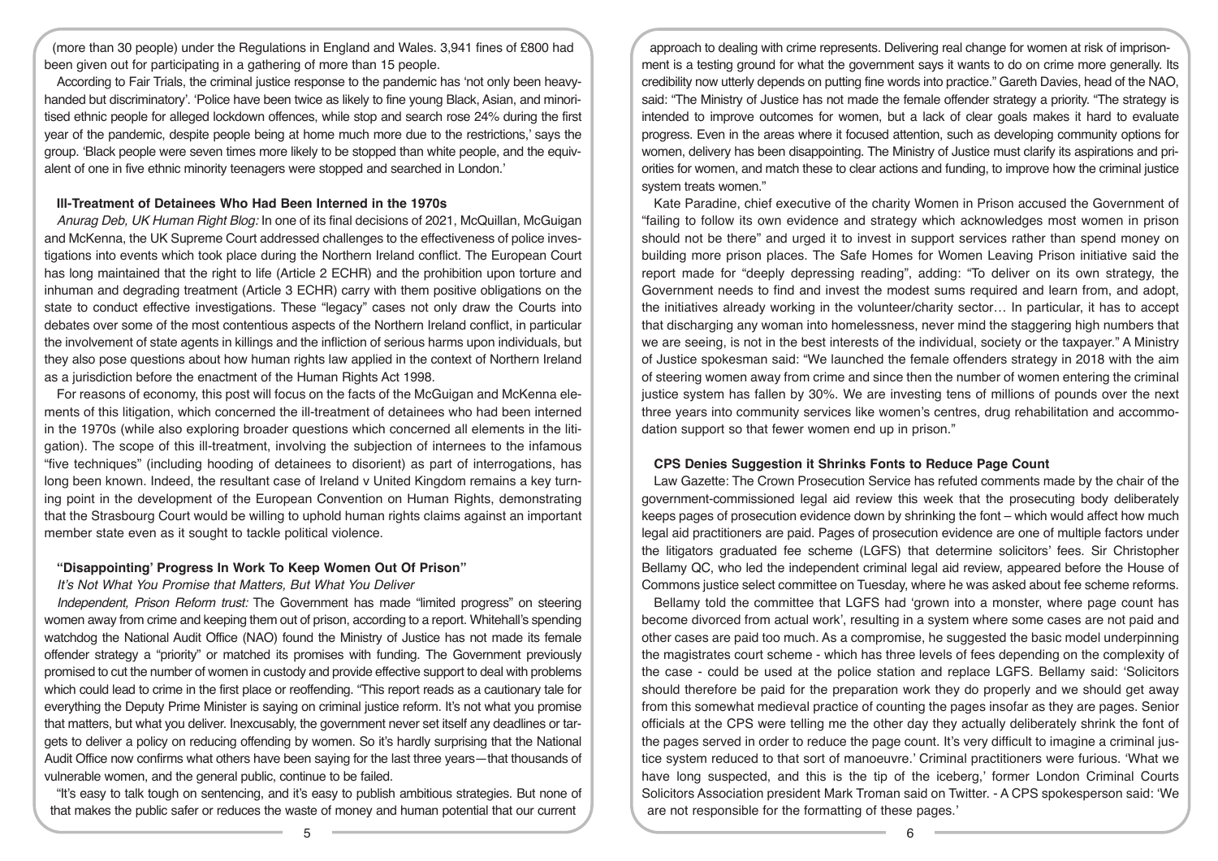(more than 30 people) under the Regulations in England and Wales. 3,941 fines of £800 had been given out for participating in a gathering of more than 15 people.

According to Fair Trials, the criminal justice response to the pandemic has 'not only been heavy-handed but discriminatory'. 'Police have been twice as likely to fine young Black, Asian, and minoritised ethnic people for alleged lockdown offences, while stop and search rose 24% during the first year of the pandemic, despite people being at home much more due to the restrictions,' says the group. 'Black people were seven times more likely to be stopped than white people, and the equivalent of one in five ethnic minority teenagers were stopped and searched in London.'

### Ill-Treatment of Detainees Who Had Been Interned in the 1970s

*Anurag Deb, UK Human Right Blog:* In one of its final decisions of 2021, McQuillan, McGuigan and McKenna, the UK Supreme Court addressed challenges to the effectiveness of police investigations into events which took place during the Northern Ireland conflict. The European Court has long maintained that the right to life (Article 2 ECHR) and the prohibition upon torture and inhuman and degrading treatment (Article 3 ECHR) carry with them positive obligations on the state to conduct effective investigations. These "legacy" cases not only draw the Courts into debates over some of the most contentious aspects of the Northern Ireland conflict, in particular the involvement of state agents in killings and the infliction of serious harms upon individuals, but they also pose questions about how human rights law applied in the context of Northern Ireland as a jurisdiction before the enactment of the Human Rights Act 1998.

For reasons of economy, this post will focus on the facts of the McGuigan and McKenna elements of this litigation, which concerned the ill-treatment of detainees who had been interned in the 1970s (while also exploring broader questions which concerned all elements in the litigation). The scope of this ill-treatment, involving the subjection of internees to the infamous "five techniques" (including hooding of detainees to disorient) as part of interrogations, has long been known. Indeed, the resultant case of Ireland v United Kingdom remains a key turning point in the development of the European Convention on Human Rights, demonstrating that the Strasbourg Court would be willing to uphold human rights claims against an important member state even as it sought to tackle political violence.

### "Disappointing' Progress In Work To Keep Women Out Of Prison"

*It's Not What You Promise that Matters, But What You Deliver*

*Independent, Prison Reform trust:* The Government has made "limited progress" on steering women away from crime and keeping them out of prison, according to a report. Whitehall's spending watchdog the National Audit Office (NAO) found the Ministry of Justice has not made its female offender strategy a "priority" or matched its promises with funding. The Government previously promised to cut the number of women in custody and provide effective support to deal with problems which could lead to crime in the first place or reoffending. "This report reads as a cautionary tale for everything the Deputy Prime Minister is saying on criminal justice reform. It's not what you promise that matters, but what you deliver. Inexcusably, the government never set itself any deadlines or targets to deliver a policy on reducing offending by women. So it's hardly surprising that the National Audit Office now confirms what others have been saying for the last three years—that thousands of vulnerable women, and the general public, continue to be failed.

"It's easy to talk tough on sentencing, and it's easy to publish ambitious strategies. But none of that makes the public safer or reduces the waste of money and human potential that our current approach to dealing with crime represents. Delivering real change for women at risk of imprisonment is a testing ground for what the government says it wants to do on crime more generally. Its credibility now utterly depends on putting fine words into practice." Gareth Davies, head of the NAO, said: "The Ministry of Justice has not made the female offender strategy a priority. "The strategy is intended to improve outcomes for women, but a lack of clear goals makes it hard to evaluate progress. Even in the areas where it focused attention, such as developing community options for women, delivery has been disappointing. The Ministry of Justice must clarify its aspirations and priorities for women, and match these to clear actions and funding, to improve how the criminal justice system treats women."

Kate Paradine, chief executive of the charity Women in Prison accused the Government of "failing to follow its own evidence and strategy which acknowledges most women in prison should not be there" and urged it to invest in support services rather than spend money on building more prison places. The Safe Homes for Women Leaving Prison initiative said the report made for "deeply depressing reading", adding: "To deliver on its own strategy, the Government needs to find and invest the modest sums required and learn from, and adopt, the initiatives already working in the volunteer/charity sector… In particular, it has to accept that discharging any woman into homelessness, never mind the staggering high numbers that we are seeing, is not in the best interests of the individual, society or the taxpayer." A Ministry of Justice spokesman said: "We launched the female offenders strategy in 2018 with the aim of steering women away from crime and since then the number of women entering the criminal justice system has fallen by 30%. We are investing tens of millions of pounds over the next three years into community services like women's centres, drug rehabilitation and accommodation support so that fewer women end up in prison."

### CPS Denies Suggestion it Shrinks Fonts to Reduce Page Count

Law Gazette: The Crown Prosecution Service has refuted comments made by the chair of the government-commissioned legal aid review this week that the prosecuting body deliberately keeps pages of prosecution evidence down by shrinking the font – which would affect how much legal aid practitioners are paid. Pages of prosecution evidence are one of multiple factors under the litigators graduated fee scheme (LGFS) that determine solicitors' fees. Sir Christopher Bellamy QC, who led the independent criminal legal aid review, appeared before the House of Commons justice select committee on Tuesday, where he was asked about fee scheme reforms.

Bellamy told the committee that LGFS had 'grown into a monster, where page count has become divorced from actual work', resulting in a system where some cases are not paid and other cases are paid too much. As a compromise, he suggested the basic model underpinning the magistrates court scheme - which has three levels of fees depending on the complexity of the case - could be used at the police station and replace LGFS. Bellamy said: 'Solicitors should therefore be paid for the preparation work they do properly and we should get away from this somewhat medieval practice of counting the pages insofar as they are pages. Senior officials at the CPS were telling me the other day they actually deliberately shrink the font of the pages served in order to reduce the page count. It's very difficult to imagine a criminal justice system reduced to that sort of manoeuvre.' Criminal practitioners were furious. 'What we have long suspected, and this is the tip of the iceberg,' former London Criminal Courts Solicitors Association president Mark Troman said on Twitter. - A CPS spokesperson said: 'We are not responsible for the formatting of these pages.'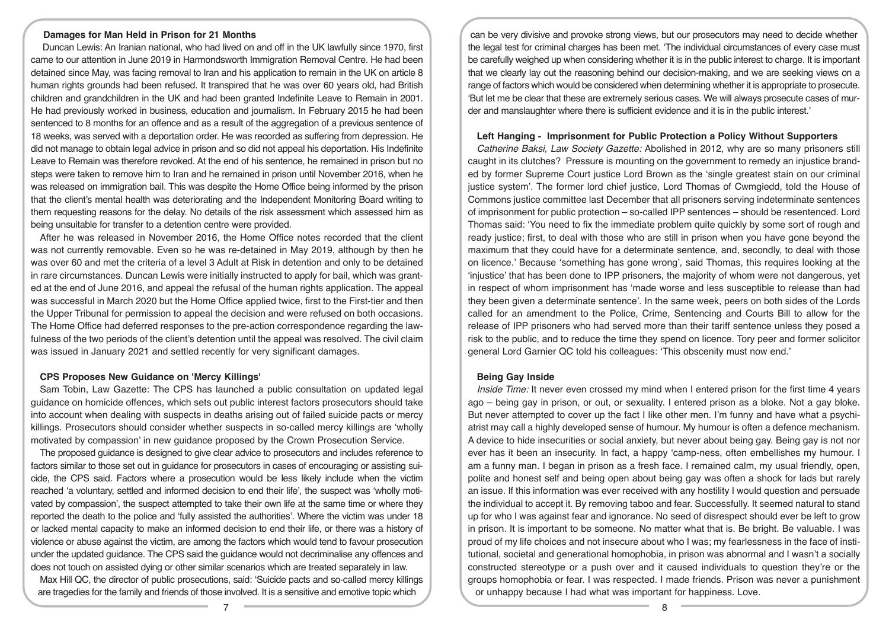### Damages for Man Held in Prison for 21 Months

Duncan Lewis: An Iranian national, who had lived on and off in the UK lawfully since 1970, first came to our attention in June 2019 in Harmondsworth Immigration Removal Centre. He had been detained since May, was facing removal to Iran and his application to remain in the UK on article 8 human rights grounds had been refused. It transpired that he was over 60 years old, had British children and grandchildren in the UK and had been granted Indefinite Leave to Remain in 2001. He had previously worked in business, education and journalism. In February 2015 he had been sentenced to 8 months for an offence and as a result of the aggregation of a previous sentence of 18 weeks, was served with a deportation order. He was recorded as suffering from depression. He did not manage to obtain legal advice in prison and so did not appeal his deportation. His Indefinite Leave to Remain was therefore revoked. At the end of his sentence, he remained in prison but no steps were taken to remove him to Iran and he remained in prison until November 2016, when he was released on immigration bail. This was despite the Home Office being informed by the prison that the client's mental health was deteriorating and the Independent Monitoring Board writing to them requesting reasons for the delay. No details of the risk assessment which assessed him as being unsuitable for transfer to a detention centre were provided.

After he was released in November 2016, the Home Office notes recorded that the client was not currently removable. Even so he was re-detained in May 2019, although by then he was over 60 and met the criteria of a level 3 Adult at Risk in detention and only to be detained in rare circumstances. Duncan Lewis were initially instructed to apply for bail, which was granted at the end of June 2016, and appeal the refusal of the human rights application. The appeal was successful in March 2020 but the Home Office applied twice, first to the First-tier and then the Upper Tribunal for permission to appeal the decision and were refused on both occasions. The Home Office had deferred responses to the pre-action correspondence regarding the lawfulness of the two periods of the client's detention until the appeal was resolved. The civil claim was issued in January 2021 and settled recently for very significant damages.

### CPS Proposes New Guidance on 'Mercy Killings'

Sam Tobin, Law Gazette: The CPS has launched a public consultation on updated legal guidance on homicide offences, which sets out public interest factors prosecutors should take into account when dealing with suspects in deaths arising out of failed suicide pacts or mercy killings. Prosecutors should consider whether suspects in so-called mercy killings are 'wholly motivated by compassion' in new guidance proposed by the Crown Prosecution Service.

The proposed guidance is designed to give clear advice to prosecutors and includes reference to factors similar to those set out in guidance for prosecutors in cases of encouraging or assisting suicide, the CPS said. Factors where a prosecution would be less likely include when the victim reached 'a voluntary, settled and informed decision to end their life', the suspect was 'wholly motivated by compassion', the suspect attempted to take their own life at the same time or where they reported the death to the police and 'fully assisted the authorities'. Where the victim was under 18 or lacked mental capacity to make an informed decision to end their life, or there was a history of violence or abuse against the victim, are among the factors which would tend to favour prosecution under the updated guidance. The CPS said the guidance would not decriminalise any offences and does not touch on assisted dying or other similar scenarios which are treated separately in law.

Max Hill QC, the director of public prosecutions, said: 'Suicide pacts and so-called mercy killings are tragedies for the family and friends of those involved. It is a sensitive and emotive topic which can be very divisive and provoke strong views, but our prosecutors may need to decide whether the legal test for criminal charges has been met. 'The individual circumstances of every case must be carefully weighed up when considering whether it is in the public interest to charge. It is important that we clearly lay out the reasoning behind our decision-making, and we are seeking views on a range of factors which would be considered when determining whether it is appropriate to prosecute. 'But let me be clear that these are extremely serious cases. We will always prosecute cases of murder and manslaughter where there is sufficient evidence and it is in the public interest.'

### Left Hanging - Imprisonment for Public Protection a Policy Without Supporters

*Catherine Baksi, Law Society Gazette:* Abolished in 2012, why are so many prisoners still caught in its clutches? Pressure is mounting on the government to remedy an injustice branded by former Supreme Court justice Lord Brown as the 'single greatest stain on our criminal justice system'. The former lord chief justice, Lord Thomas of Cwmgiedd, told the House of Commons justice committee last December that all prisoners serving indeterminate sentences of imprisonment for public protection – so-called IPP sentences – should be resentenced. Lord Thomas said: 'You need to fix the immediate problem quite quickly by some sort of rough and ready justice; first, to deal with those who are still in prison when you have gone beyond the maximum that they could have for a determinate sentence, and, secondly, to deal with those on licence.' Because 'something has gone wrong', said Thomas, this requires looking at the 'injustice' that has been done to IPP prisoners, the majority of whom were not dangerous, yet in respect of whom imprisonment has 'made worse and less susceptible to release than had they been given a determinate sentence'. In the same week, peers on both sides of the Lords called for an amendment to the Police, Crime, Sentencing and Courts Bill to allow for the release of IPP prisoners who had served more than their tariff sentence unless they posed a risk to the public, and to reduce the time they spend on licence. Tory peer and former solicitor general Lord Garnier QC told his colleagues: 'This obscenity must now end.'

### Being Gay Inside

*Inside Time:* It never even crossed my mind when I entered prison for the first time 4 years ago – being gay in prison, or out, or sexuality. I entered prison as a bloke. Not a gay bloke. But never attempted to cover up the fact I like other men. I'm funny and have what a psychiatrist may call a highly developed sense of humour. My humour is often a defence mechanism. A device to hide insecurities or social anxiety, but never about being gay. Being gay is not nor ever has it been an insecurity. In fact, a happy 'camp-ness, often embellishes my humour. I am a funny man. I began in prison as a fresh face. I remained calm, my usual friendly, open, polite and honest self and being open about being gay was often a shock for lads but rarely an issue. If this information was ever received with any hostility I would question and persuade the individual to accept it. By removing taboo and fear. Successfully. It seemed natural to stand up for who I was against fear and ignorance. No seed of disrespect should ever be left to grow in prison. It is important to be someone. No matter what that is. Be bright. Be valuable. I was proud of my life choices and not insecure about who I was; my fearlessness in the face of institutional, societal and generational homophobia, in prison was abnormal and I wasn't a socially constructed stereotype or a push over and it caused individuals to question they're or the groups homophobia or fear. I was respected. I made friends. Prison was never a punishment or unhappy because I had what was important for happiness. Love.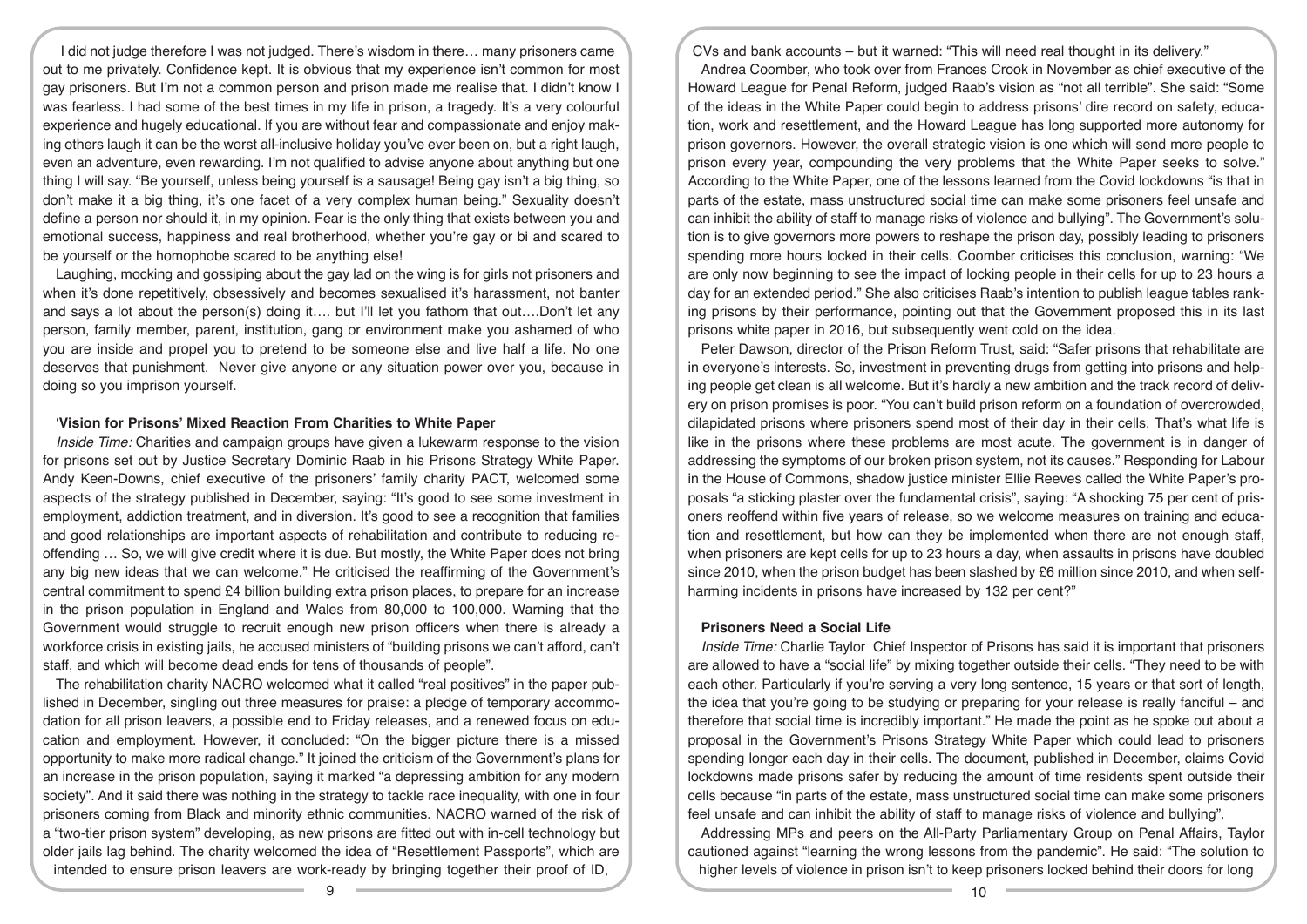I did not judge therefore I was not judged. There's wisdom in there… many prisoners came out to me privately. Confidence kept. It is obvious that my experience isn't common for most gay prisoners. But I'm not a common person and prison made me realise that. I didn't know I was fearless. I had some of the best times in my life in prison, a tragedy. It's a very colourful experience and hugely educational. If you are without fear and compassionate and enjoy making others laugh it can be the worst all-inclusive holiday you've ever been on, but a right laugh, even an adventure, even rewarding. I'm not qualified to advise anyone about anything but one thing I will say. "Be yourself, unless being yourself is a sausage! Being gay isn't a big thing, so don't make it a big thing, it's one facet of a very complex human being." Sexuality doesn't define a person nor should it, in my opinion. Fear is the only thing that exists between you and emotional success, happiness and real brotherhood, whether you're gay or bi and scared to be yourself or the homophobe scared to be anything else!

Laughing, mocking and gossiping about the gay lad on the wing is for girls not prisoners and when it's done repetitively, obsessively and becomes sexualised it's harassment, not banter and says a lot about the person(s) doing it…. but I'll let you fathom that out….Don't let any person, family member, parent, institution, gang or environment make you ashamed of who you are inside and propel you to pretend to be someone else and live half a life. No one deserves that punishment. Never give anyone or any situation power over you, because in doing so you imprison yourself.

## 'Vision for Prisons' Mixed Reaction From Charities to White Paper

*Inside Time:* Charities and campaign groups have given a lukewarm response to the vision for prisons set out by Justice Secretary Dominic Raab in his Prisons Strategy White Paper. Andy Keen-Downs, chief executive of the prisoners' family charity PACT, welcomed some aspects of the strategy published in December, saying: "It's good to see some investment in employment, addiction treatment, and in diversion. It's good to see a recognition that families and good relationships are important aspects of rehabilitation and contribute to reducing re-offending … So, we will give credit where it is due. But mostly, the White Paper does not bring any big new ideas that we can welcome." He criticised the reaffirming of the Government's central commitment to spend £4 billion building extra prison places, to prepare for an increase in the prison population in England and Wales from 80,000 to 100,000. Warning that the Government would struggle to recruit enough new prison officers when there is already a workforce crisis in existing jails, he accused ministers of "building prisons we can't afford, can't staff, and which will become dead ends for tens of thousands of people".

The rehabilitation charity NACRO welcomed what it called "real positives" in the paper published in December, singling out three measures for praise: a pledge of temporary accommodation for all prison leavers, a possible end to Friday releases, and a renewed focus on education and employment. However, it concluded: "On the bigger picture there is a missed opportunity to make more radical change." It joined the criticism of the Government's plans for an increase in the prison population, saying it marked "a depressing ambition for any modern society". And it said there was nothing in the strategy to tackle race inequality, with one in four prisoners coming from Black and minority ethnic communities. NACRO warned of the risk of a "two-tier prison system" developing, as new prisons are fitted out with in-cell technology but older jails lag behind. The charity welcomed the idea of "Resettlement Passports", which are intended to ensure prison leavers are work-ready by bringing together their proof of ID, CVs and bank accounts – but it warned: "This will need real thought in its delivery."

Andrea Coomber, who took over from Frances Crook in November as chief executive of the Howard League for Penal Reform, judged Raab's vision as "not all terrible". She said: "Some of the ideas in the White Paper could begin to address prisons' dire record on safety, education, work and resettlement, and the Howard League has long supported more autonomy for prison governors. However, the overall strategic vision is one which will send more people to prison every year, compounding the very problems that the White Paper seeks to solve." According to the White Paper, one of the lessons learned from the Covid lockdowns "is that in parts of the estate, mass unstructured social time can make some prisoners feel unsafe and can inhibit the ability of staff to manage risks of violence and bullying". The Government's solution is to give governors more powers to reshape the prison day, possibly leading to prisoners spending more hours locked in their cells. Coomber criticises this conclusion, warning: "We are only now beginning to see the impact of locking people in their cells for up to 23 hours a day for an extended period." She also criticises Raab's intention to publish league tables ranking prisons by their performance, pointing out that the Government proposed this in its last prisons white paper in 2016, but subsequently went cold on the idea.

Peter Dawson, director of the Prison Reform Trust, said: "Safer prisons that rehabilitate are in everyone's interests. So, investment in preventing drugs from getting into prisons and helping people get clean is all welcome. But it's hardly a new ambition and the track record of delivery on prison promises is poor. "You can't build prison reform on a foundation of overcrowded, dilapidated prisons where prisoners spend most of their day in their cells. That's what life is like in the prisons where these problems are most acute. The government is in danger of addressing the symptoms of our broken prison system, not its causes." Responding for Labour in the House of Commons, shadow justice minister Ellie Reeves called the White Paper's proposals "a sticking plaster over the fundamental crisis", saying: "A shocking 75 per cent of prisoners reoffend within five years of release, so we welcome measures on training and education and resettlement, but how can they be implemented when there are not enough staff, when prisoners are kept cells for up to 23 hours a day, when assaults in prisons have doubled since 2010, when the prison budget has been slashed by £6 million since 2010, and when self-harming incidents in prisons have increased by 132 per cent?"

## Prisoners Need a Social Life

*Inside Time:* Charlie Taylor Chief Inspector of Prisons has said it is important that prisoners are allowed to have a "social life" by mixing together outside their cells. "They need to be with each other. Particularly if you're serving a very long sentence, 15 years or that sort of length, the idea that you're going to be studying or preparing for your release is really fanciful – and therefore that social time is incredibly important." He made the point as he spoke out about a proposal in the Government's Prisons Strategy White Paper which could lead to prisoners spending longer each day in their cells. The document, published in December, claims Covid lockdowns made prisons safer by reducing the amount of time residents spent outside their cells because "in parts of the estate, mass unstructured social time can make some prisoners feel unsafe and can inhibit the ability of staff to manage risks of violence and bullying".

Addressing MPs and peers on the All-Party Parliamentary Group on Penal Affairs, Taylor cautioned against "learning the wrong lessons from the pandemic". He said: "The solution to higher levels of violence in prison isn't to keep prisoners locked behind their doors for long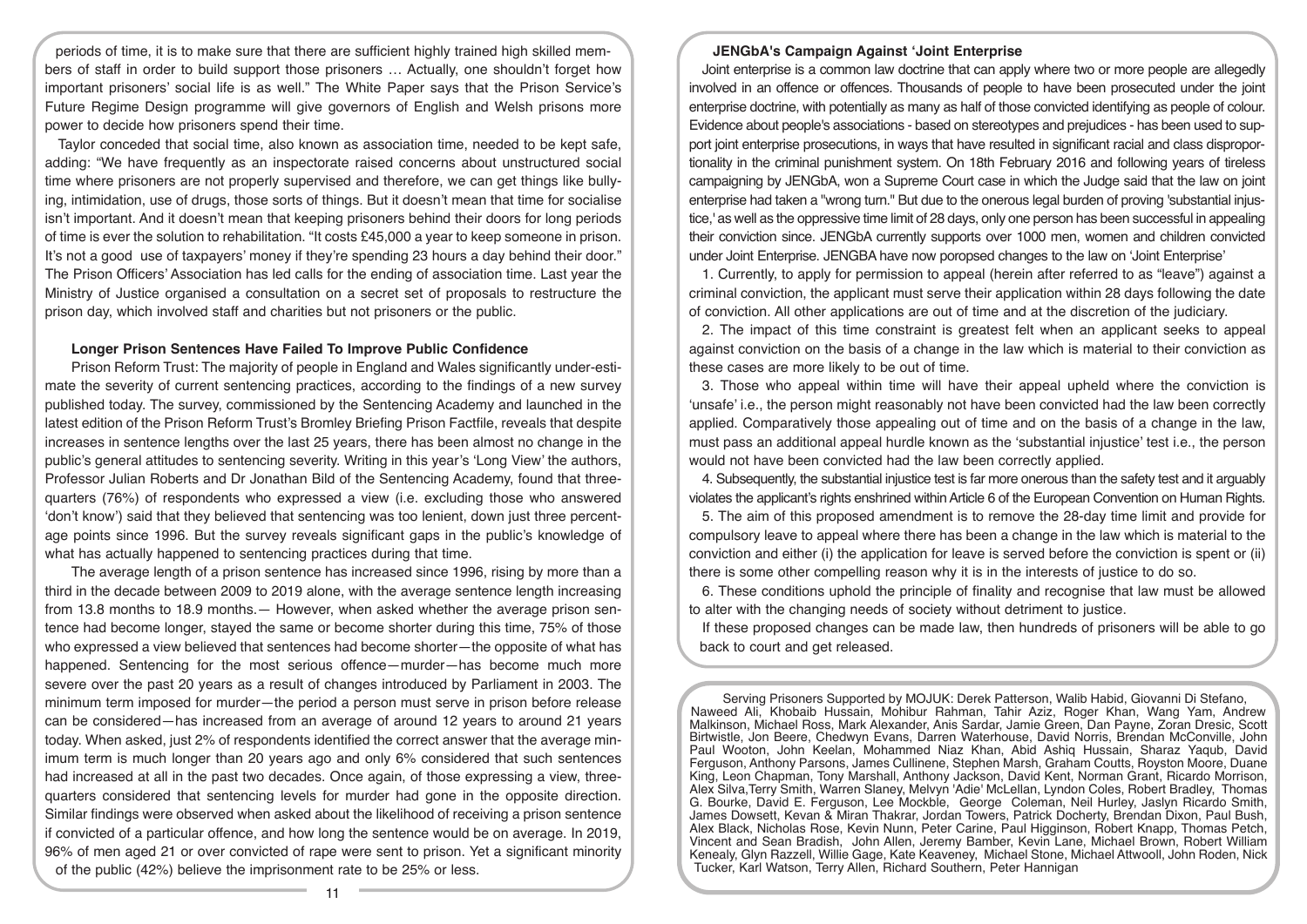periods of time, it is to make sure that there are sufficient highly trained high skilled members of staff in order to build support those prisoners … Actually, one shouldn't forget how important prisoners' social life is as well." The White Paper says that the Prison Service's Future Regime Design programme will give governors of English and Welsh prisons more power to decide how prisoners spend their time.

Taylor conceded that social time, also known as association time, needed to be kept safe, adding: "We have frequently as an inspectorate raised concerns about unstructured social time where prisoners are not properly supervised and therefore, we can get things like bullying, intimidation, use of drugs, those sorts of things. But it doesn't mean that time for socialise isn't important. And it doesn't mean that keeping prisoners behind their doors for long periods of time is ever the solution to rehabilitation. "It costs £45,000 a year to keep someone in prison. It's not a good use of taxpayers' money if they're spending 23 hours a day behind their door." The Prison Officers' Association has led calls for the ending of association time. Last year the Ministry of Justice organised a consultation on a secret set of proposals to restructure the prison day, which involved staff and charities but not prisoners or the public.

## Longer Prison Sentences Have Failed To Improve Public Confidence

Prison Reform Trust: The majority of people in England and Wales significantly under-estimate the severity of current sentencing practices, according to the findings of a new survey published today. The survey, commissioned by the Sentencing Academy and launched in the latest edition of the Prison Reform Trust's Bromley Briefing Prison Factfile, reveals that despite increases in sentence lengths over the last 25 years, there has been almost no change in the public's general attitudes to sentencing severity. Writing in this year's 'Long View' the authors, Professor Julian Roberts and Dr Jonathan Bild of the Sentencing Academy, found that three-quarters (76%) of respondents who expressed a view (i.e. excluding those who answered 'don't know') said that they believed that sentencing was too lenient, down just three percentage points since 1996. But the survey reveals significant gaps in the public's knowledge of what has actually happened to sentencing practices during that time.

The average length of a prison sentence has increased since 1996, rising by more than a third in the decade between 2009 to 2019 alone, with the average sentence length increasing from 13.8 months to 18.9 months.— However, when asked whether the average prison sentence had become longer, stayed the same or become shorter during this time, 75% of those who expressed a view believed that sentences had become shorter—the opposite of what has happened. Sentencing for the most serious offence—murder—has become much more severe over the past 20 years as a result of changes introduced by Parliament in 2003. The minimum term imposed for murder—the period a person must serve in prison before release can be considered—has increased from an average of around 12 years to around 21 years today. When asked, just 2% of respondents identified the correct answer that the average minimum term is much longer than 20 years ago and only 6% considered that such sentences had increased at all in the past two decades. Once again, of those expressing a view, three-quarters considered that sentencing levels for murder had gone in the opposite direction. Similar findings were observed when asked about the likelihood of receiving a prison sentence if convicted of a particular offence, and how long the sentence would be on average. In 2019, 96% of men aged 21 or over convicted of rape were sent to prison. Yet a significant minority of the public (42%) believe the imprisonment rate to be 25% or less.

## JENGbA's Campaign Against 'Joint Enterprise

Joint enterprise is a common law doctrine that can apply where two or more people are allegedly involved in an offence or offences. Thousands of people to have been prosecuted under the joint enterprise doctrine, with potentially as many as half of those convicted identifying as people of colour. Evidence about people's associations - based on stereotypes and prejudices - has been used to support joint enterprise prosecutions, in ways that have resulted in significant racial and class disproportionality in the criminal punishment system. On 18th February 2016 and following years of tireless campaigning by JENGbA, won a Supreme Court case in which the Judge said that the law on joint enterprise had taken a "wrong turn." But due to the onerous legal burden of proving 'substantial injustice,' as well as the oppressive time limit of 28 days, only one person has been successful in appealing their conviction since. JENGbA currently supports over 1000 men, women and children convicted under Joint Enterprise. JENGBA have now poropsed changes to the law on 'Joint Enterprise'

1. Currently, to apply for permission to appeal (herein after referred to as "leave") against a criminal conviction, the applicant must serve their application within 28 days following the date of conviction. All other applications are out of time and at the discretion of the judiciary.

2. The impact of this time constraint is greatest felt when an applicant seeks to appeal against conviction on the basis of a change in the law which is material to their conviction as these cases are more likely to be out of time.

3. Those who appeal within time will have their appeal upheld where the conviction is 'unsafe' i.e., the person might reasonably not have been convicted had the law been correctly applied. Comparatively those appealing out of time and on the basis of a change in the law, must pass an additional appeal hurdle known as the 'substantial injustice' test i.e., the person would not have been convicted had the law been correctly applied.

4. Subsequently, the substantial injustice test is far more onerous than the safety test and it arguably violates the applicant's rights enshrined within Article 6 of the European Convention on Human Rights.

5. The aim of this proposed amendment is to remove the 28-day time limit and provide for compulsory leave to appeal where there has been a change in the law which is material to the conviction and either (i) the application for leave is served before the conviction is spent or (ii) there is some other compelling reason why it is in the interests of justice to do so.

6. These conditions uphold the principle of finality and recognise that law must be allowed to alter with the changing needs of society without detriment to justice.

If these proposed changes can be made law, then hundreds of prisoners will be able to go back to court and get released.

Serving Prisoners Supported by MOJUK: Derek Patterson, Walib Habid, Giovanni Di Stefano, Naweed Ali, Khobaib Hussain, Mohibur Rahman, Tahir Aziz, Roger Khan, Wang Yam, Andrew Malkinson, Michael Ross, Mark Alexander, Anis Sardar, Jamie Green, Dan Payne, Zoran Dresic, Scott Birtwistle, Jon Beere, Chedwyn Evans, Darren Waterhouse, David Norris, Brendan McConville, John Paul Wooton, John Keelan, Mohammed Niaz Khan, Abid Ashiq Hussain, Sharaz Yaqub, David Ferguson, Anthony Parsons, James Cullinene, Stephen Marsh, Graham Coutts, Royston Moore, Duane King, Leon Chapman, Tony Marshall, Anthony Jackson, David Kent, Norman Grant, Ricardo Morrison, Alex Silva,Terry Smith, Warren Slaney, Melvyn 'Adie' McLellan, Lyndon Coles, Robert Bradley, Thomas G. Bourke, David E. Ferguson, Lee Mockble, George Coleman, Neil Hurley, Jaslyn Ricardo Smith, James Dowsett, Kevan & Miran Thakrar, Jordan Towers, Patrick Docherty, Brendan Dixon, Paul Bush, Alex Black, Nicholas Rose, Kevin Nunn, Peter Carine, Paul Higginson, Robert Knapp, Thomas Petch, Vincent and Sean Bradish, John Allen, Jeremy Bamber, Kevin Lane, Michael Brown, Robert William Kenealy, Glyn Razzell, Willie Gage, Kate Keaveney, Michael Stone, Michael Attwooll, John Roden, Nick Tucker, Karl Watson, Terry Allen, Richard Southern, Peter Hannigan